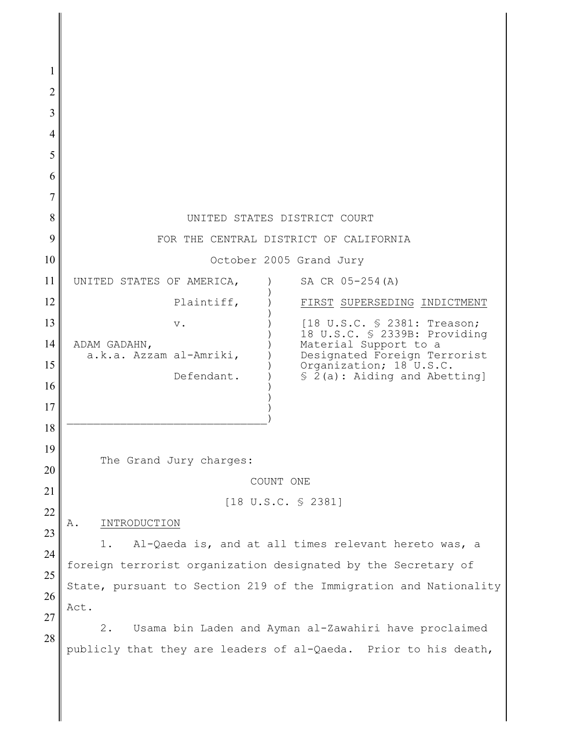UNITED STATES DISTRICT COURT

FOR THE CENTRAL DISTRICT OF CALIFORNIA

October 2005 Grand Jury

| | |
|---|---|
| UNITED STATES OF AMERICA,<br><br>Plaintiff,<br><br>v.<br><br>ADAM GADAHN,<br>a.k.a. Azzam al-Amriki,<br><br>Defendant. | SA CR 05-254(A)<br><br><u>FIRST SUPERSEDING INDICTMENT</u><br><br>[18 U.S.C. § 2381: Treason; 18 U.S.C. § 2339B: Providing Material Support to a Designated Foreign Terrorist Organization; 18 U.S.C. § 2(a): Aiding and Abetting] |

The Grand Jury charges:

COUNT ONE

[18 U.S.C. § 2381]

A. <u>INTRODUCTION</u>

1. Al-Qaeda is, and at all times relevant hereto was, a foreign terrorist organization designated by the Secretary of State, pursuant to Section 219 of the Immigration and Nationality Act.

2. Usama bin Laden and Ayman al-Zawahiri have proclaimed publicly that they are leaders of al-Qaeda. Prior to his death,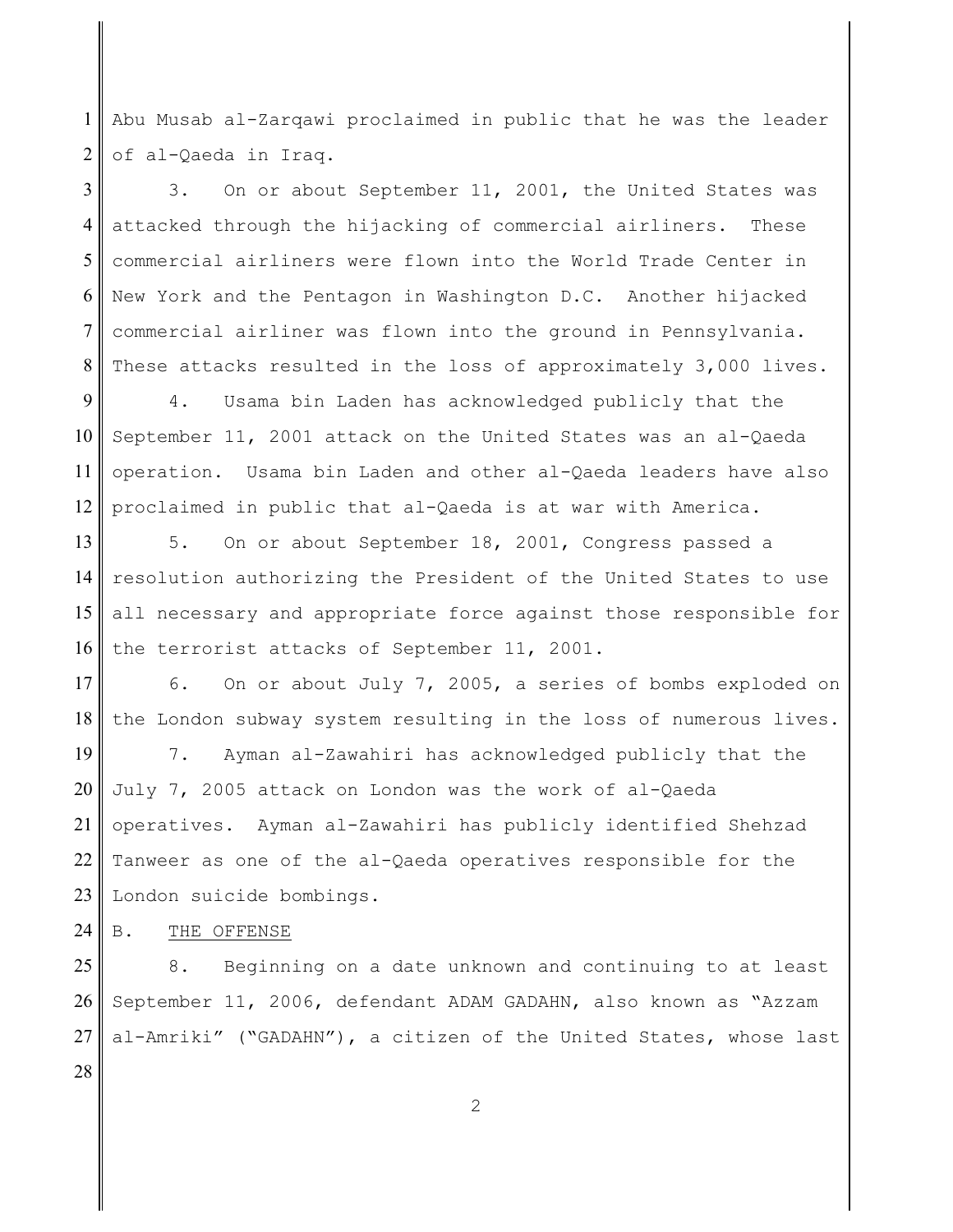Abu Musab al-Zarqawi proclaimed in public that he was the leader of al-Qaeda in Iraq.

3. On or about September 11, 2001, the United States was attacked through the hijacking of commercial airliners. These commercial airliners were flown into the World Trade Center in New York and the Pentagon in Washington D.C. Another hijacked commercial airliner was flown into the ground in Pennsylvania. These attacks resulted in the loss of approximately 3,000 lives.

4. Usama bin Laden has acknowledged publicly that the September 11, 2001 attack on the United States was an al-Qaeda operation. Usama bin Laden and other al-Qaeda leaders have also proclaimed in public that al-Qaeda is at war with America.

5. On or about September 18, 2001, Congress passed a resolution authorizing the President of the United States to use all necessary and appropriate force against those responsible for the terrorist attacks of September 11, 2001.

6. On or about July 7, 2005, a series of bombs exploded on the London subway system resulting in the loss of numerous lives.

7. Ayman al-Zawahiri has acknowledged publicly that the July 7, 2005 attack on London was the work of al-Qaeda operatives. Ayman al-Zawahiri has publicly identified Shehzad Tanweer as one of the al-Qaeda operatives responsible for the London suicide bombings.

B. THE OFFENSE

8. Beginning on a date unknown and continuing to at least September 11, 2006, defendant ADAM GADAHN, also known as "Azzam al-Amriki" ("GADAHN"), a citizen of the United States, whose last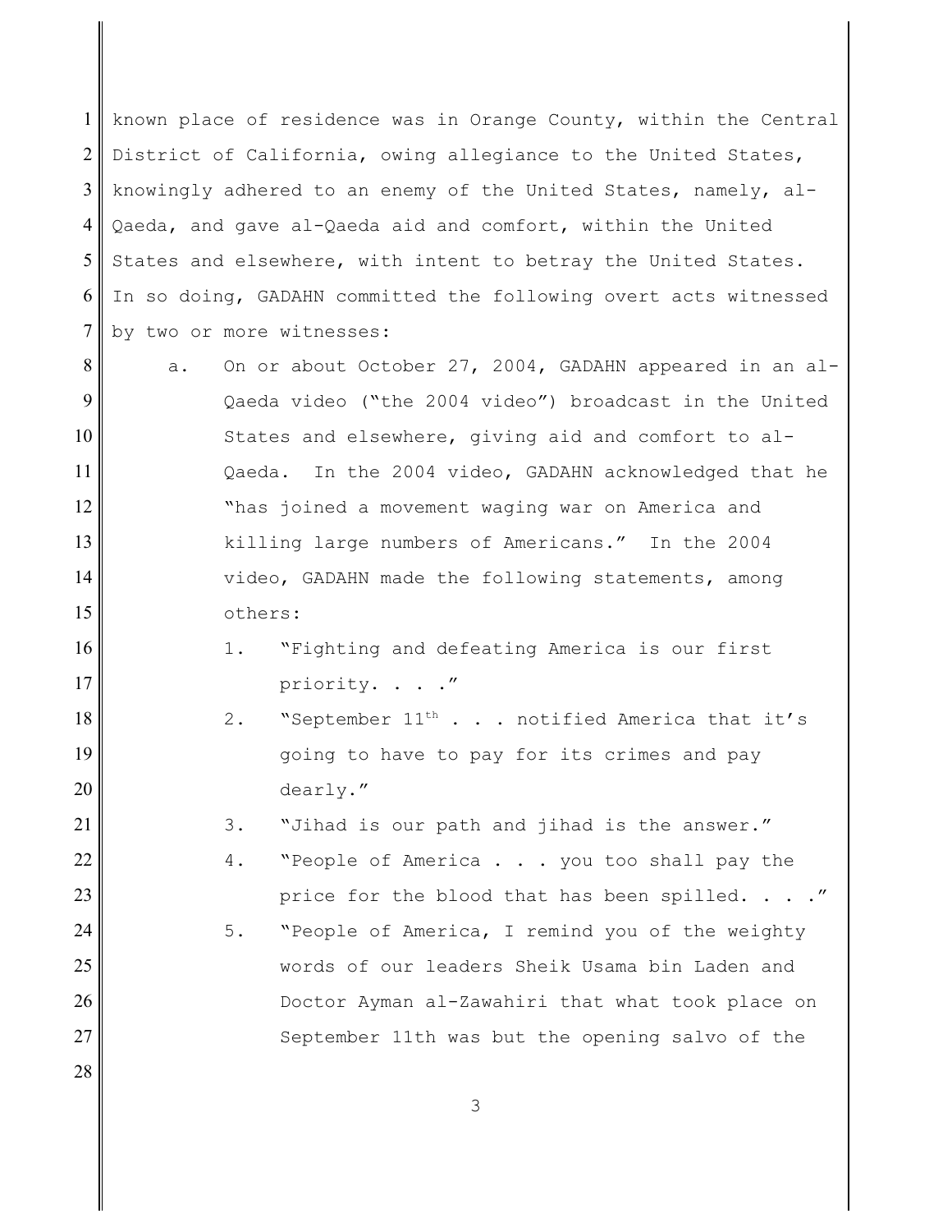known place of residence was in Orange County, within the Central District of California, owing allegiance to the United States, knowingly adhered to an enemy of the United States, namely, al-Qaeda, and gave al-Qaeda aid and comfort, within the United States and elsewhere, with intent to betray the United States. In so doing, GADAHN committed the following overt acts witnessed by two or more witnesses:

a. On or about October 27, 2004, GADAHN appeared in an al-Qaeda video ("the 2004 video") broadcast in the United States and elsewhere, giving aid and comfort to al-Qaeda. In the 2004 video, GADAHN acknowledged that he "has joined a movement waging war on America and killing large numbers of Americans." In the 2004 video, GADAHN made the following statements, among others:

   1. "Fighting and defeating America is our first priority. . . ."
   2. "September 11th . . . notified America that it's going to have to pay for its crimes and pay dearly."
   3. "Jihad is our path and jihad is the answer."
   4. "People of America . . . you too shall pay the price for the blood that has been spilled. . . ."
   5. "People of America, I remind you of the weighty words of our leaders Sheik Usama bin Laden and Doctor Ayman al-Zawahiri that what took place on September 11th was but the opening salvo of the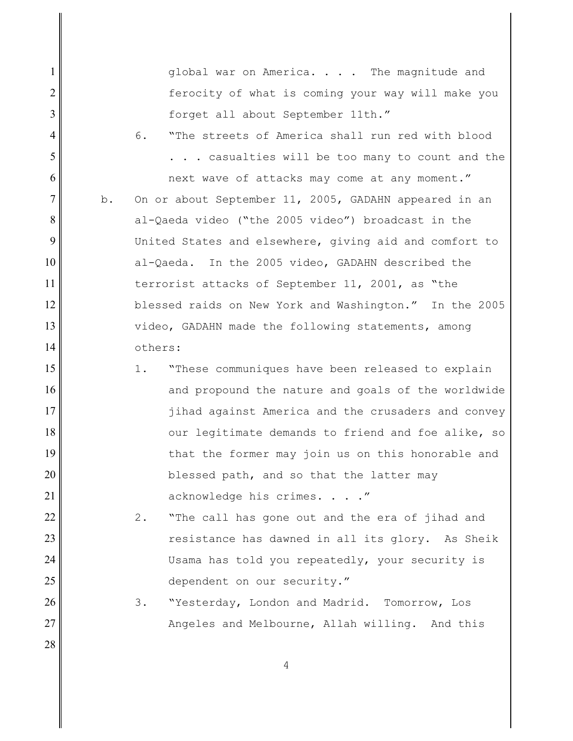global war on America. . . . The magnitude and ferocity of what is coming your way will make you forget all about September 11th."

6. "The streets of America shall run red with blood . . . casualties will be too many to count and the next wave of attacks may come at any moment."

b. On or about September 11, 2005, GADAHN appeared in an al-Qaeda video ("the 2005 video") broadcast in the United States and elsewhere, giving aid and comfort to al-Qaeda. In the 2005 video, GADAHN described the terrorist attacks of September 11, 2001, as "the blessed raids on New York and Washington." In the 2005 video, GADAHN made the following statements, among others:

1. "These communiques have been released to explain and propound the nature and goals of the worldwide jihad against America and the crusaders and convey our legitimate demands to friend and foe alike, so that the former may join us on this honorable and blessed path, and so that the latter may acknowledge his crimes. . . ."

2. "The call has gone out and the era of jihad and resistance has dawned in all its glory. As Sheik Usama has told you repeatedly, your security is dependent on our security."

3. "Yesterday, London and Madrid. Tomorrow, Los Angeles and Melbourne, Allah willing. And this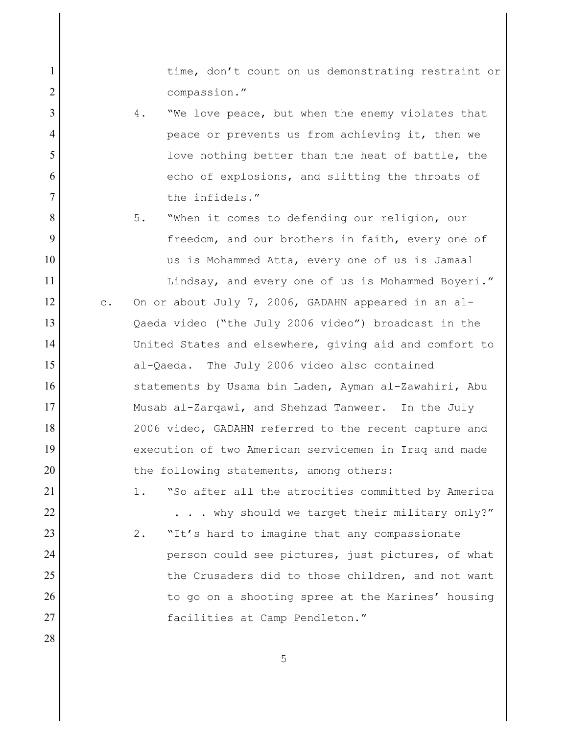time, don't count on us demonstrating restraint or compassion."

4. "We love peace, but when the enemy violates that peace or prevents us from achieving it, then we love nothing better than the heat of battle, the echo of explosions, and slitting the throats of the infidels."

5. "When it comes to defending our religion, our freedom, and our brothers in faith, every one of us is Mohammed Atta, every one of us is Jamaal Lindsay, and every one of us is Mohammed Boyeri."

c. On or about July 7, 2006, GADAHN appeared in an al-Qaeda video ("the July 2006 video") broadcast in the United States and elsewhere, giving aid and comfort to al-Qaeda. The July 2006 video also contained statements by Usama bin Laden, Ayman al-Zawahiri, Abu Musab al-Zarqawi, and Shehzad Tanweer. In the July 2006 video, GADAHN referred to the recent capture and execution of two American servicemen in Iraq and made the following statements, among others:

1. "So after all the atrocities committed by America . . . why should we target their military only?"

2. "It's hard to imagine that any compassionate person could see pictures, just pictures, of what the Crusaders did to those children, and not want to go on a shooting spree at the Marines' housing facilities at Camp Pendleton."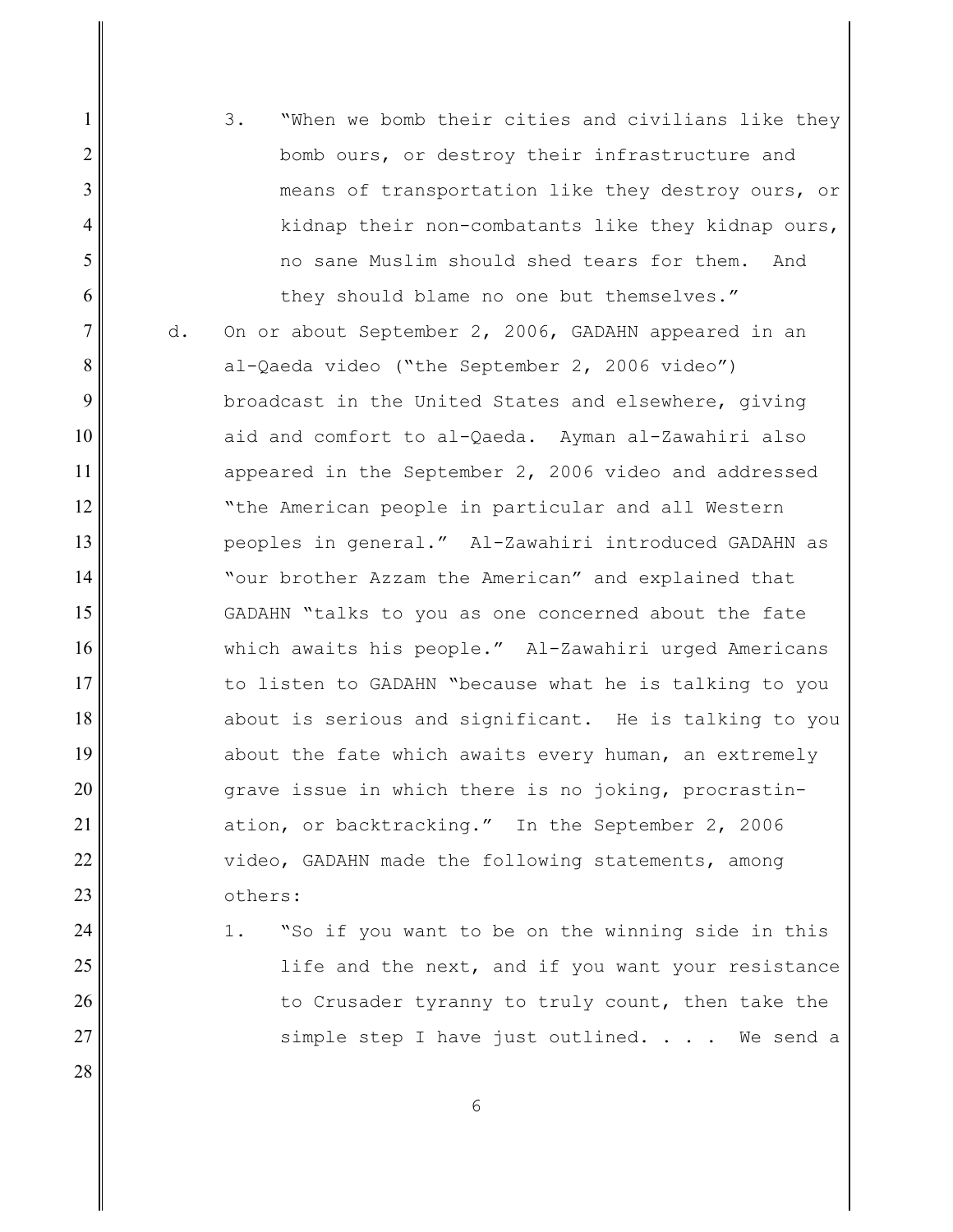3. "When we bomb their cities and civilians like they bomb ours, or destroy their infrastructure and means of transportation like they destroy ours, or kidnap their non-combatants like they kidnap ours, no sane Muslim should shed tears for them. And they should blame no one but themselves."

d. On or about September 2, 2006, GADAHN appeared in an al-Qaeda video ("the September 2, 2006 video") broadcast in the United States and elsewhere, giving aid and comfort to al-Qaeda. Ayman al-Zawahiri also appeared in the September 2, 2006 video and addressed "the American people in particular and all Western peoples in general." Al-Zawahiri introduced GADAHN as "our brother Azzam the American" and explained that GADAHN "talks to you as one concerned about the fate which awaits his people." Al-Zawahiri urged Americans to listen to GADAHN "because what he is talking to you about is serious and significant. He is talking to you about the fate which awaits every human, an extremely grave issue in which there is no joking, procrastination, or backtracking." In the September 2, 2006 video, GADAHN made the following statements, among others:

1. "So if you want to be on the winning side in this life and the next, and if you want your resistance to Crusader tyranny to truly count, then take the simple step I have just outlined. . . . We send a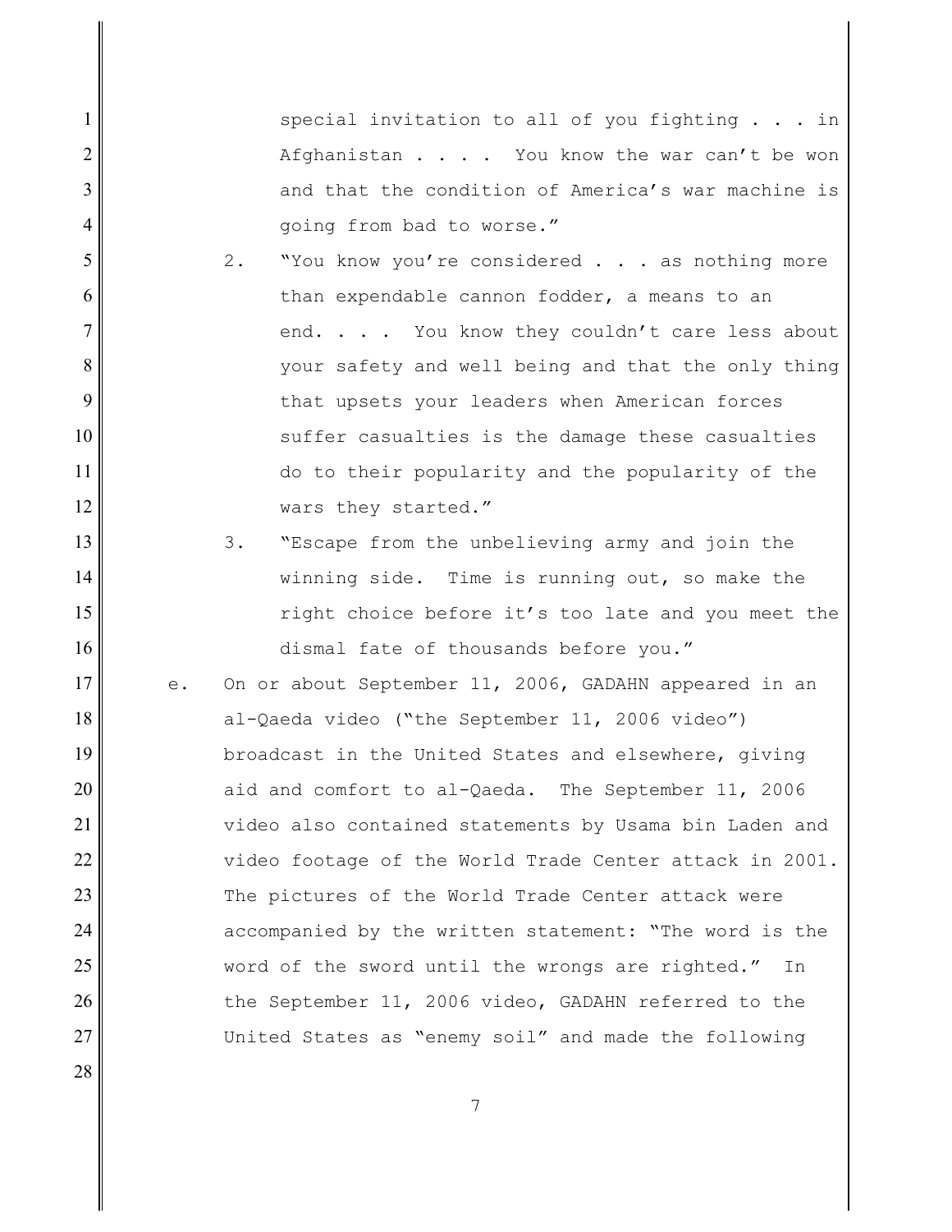special invitation to all of you fighting . . . in Afghanistan . . . . You know the war can't be won and that the condition of America's war machine is going from bad to worse."

2. "You know you're considered . . . as nothing more than expendable cannon fodder, a means to an end. . . . You know they couldn't care less about your safety and well being and that the only thing that upsets your leaders when American forces suffer casualties is the damage these casualties do to their popularity and the popularity of the wars they started."

3. "Escape from the unbelieving army and join the winning side. Time is running out, so make the right choice before it's too late and you meet the dismal fate of thousands before you."

e. On or about September 11, 2006, GADAHN appeared in an al-Qaeda video ("the September 11, 2006 video") broadcast in the United States and elsewhere, giving aid and comfort to al-Qaeda. The September 11, 2006 video also contained statements by Usama bin Laden and video footage of the World Trade Center attack in 2001. The pictures of the World Trade Center attack were accompanied by the written statement: "The word is the word of the sword until the wrongs are righted." In the September 11, 2006 video, GADAHN referred to the United States as "enemy soil" and made the following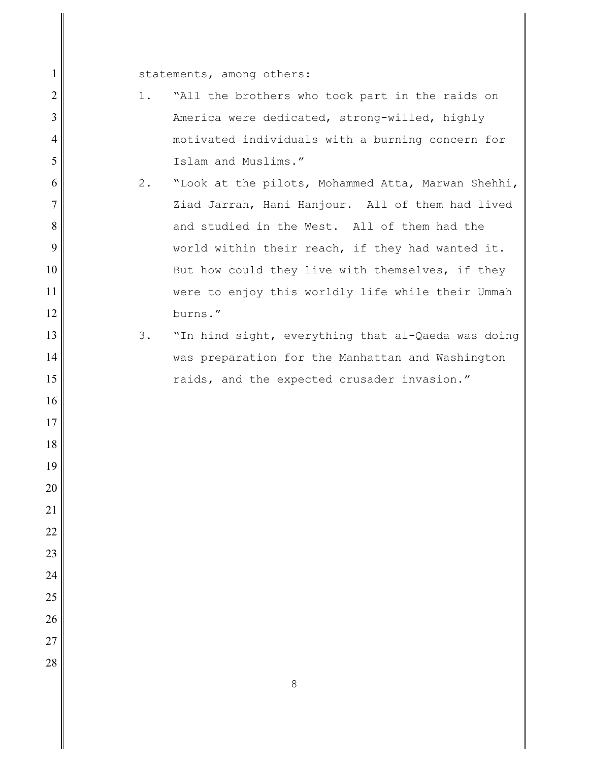statements, among others:

1. "All the brothers who took part in the raids on America were dedicated, strong-willed, highly motivated individuals with a burning concern for Islam and Muslims."
2. "Look at the pilots, Mohammed Atta, Marwan Shehhi, Ziad Jarrah, Hani Hanjour. All of them had lived and studied in the West. All of them had the world within their reach, if they had wanted it. But how could they live with themselves, if they were to enjoy this worldly life while their Ummah burns."
3. "In hind sight, everything that al-Qaeda was doing was preparation for the Manhattan and Washington raids, and the expected crusader invasion."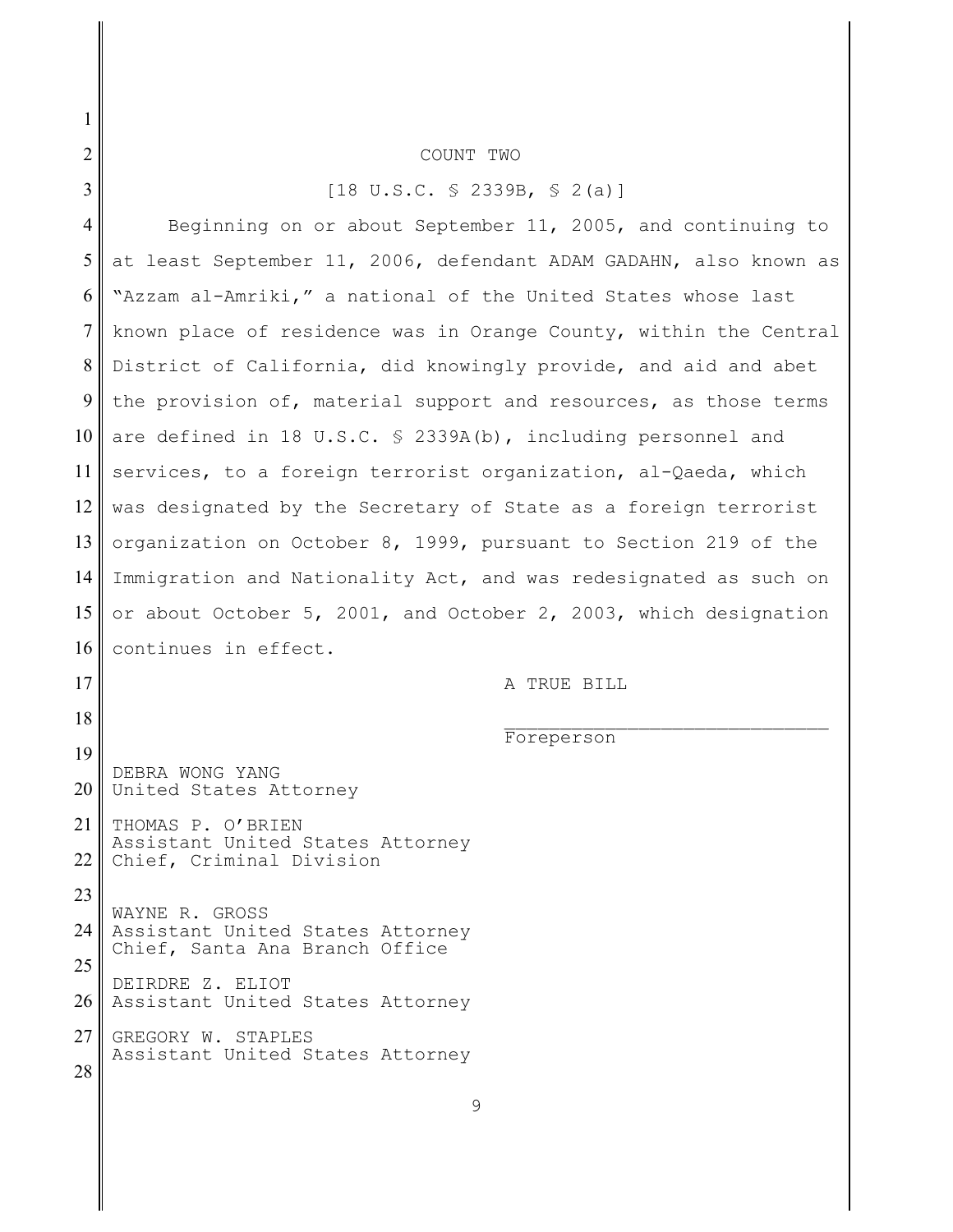COUNT TWO

[18 U.S.C. § 2339B, § 2(a)]

Beginning on or about September 11, 2005, and continuing to at least September 11, 2006, defendant ADAM GADAHN, also known as "Azzam al-Amriki," a national of the United States whose last known place of residence was in Orange County, within the Central District of California, did knowingly provide, and aid and abet the provision of, material support and resources, as those terms are defined in 18 U.S.C. § 2339A(b), including personnel and services, to a foreign terrorist organization, al-Qaeda, which was designated by the Secretary of State as a foreign terrorist organization on October 8, 1999, pursuant to Section 219 of the Immigration and Nationality Act, and was redesignated as such on or about October 5, 2001, and October 2, 2003, which designation continues in effect.

A TRUE BILL

\_\_\_\_\_\_\_\_\_\_\_\_\_\_\_\_\_\_\_\_\_\_\_\_\_\_\_\_\_
Foreperson

DEBRA WONG YANG
United States Attorney

THOMAS P. O'BRIEN
Assistant United States Attorney
Chief, Criminal Division

WAYNE R. GROSS
Assistant United States Attorney
Chief, Santa Ana Branch Office

DEIRDRE Z. ELIOT
Assistant United States Attorney

GREGORY W. STAPLES
Assistant United States Attorney